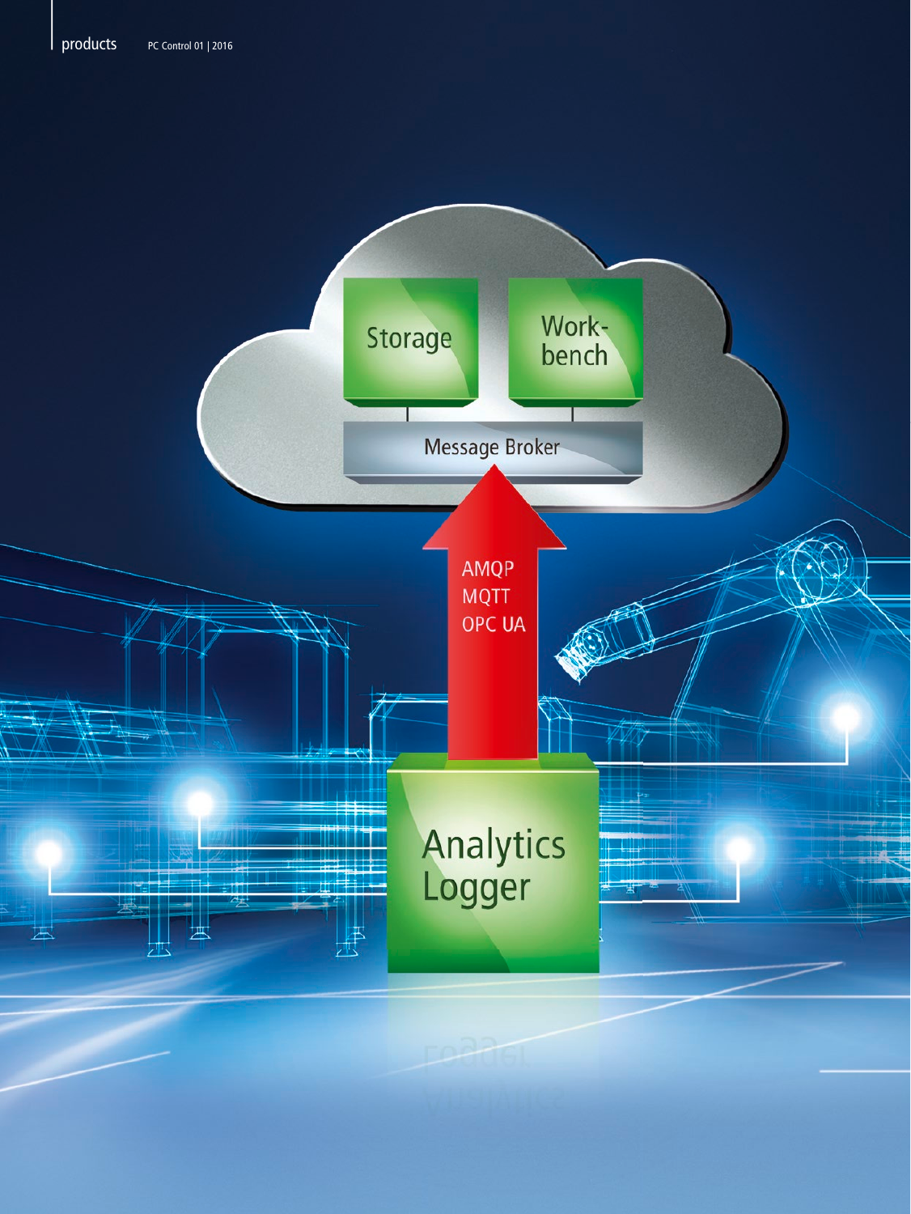Storage

Work-bench

Message Broker

AMQP
MQTT
OPC UA

Analytics Logger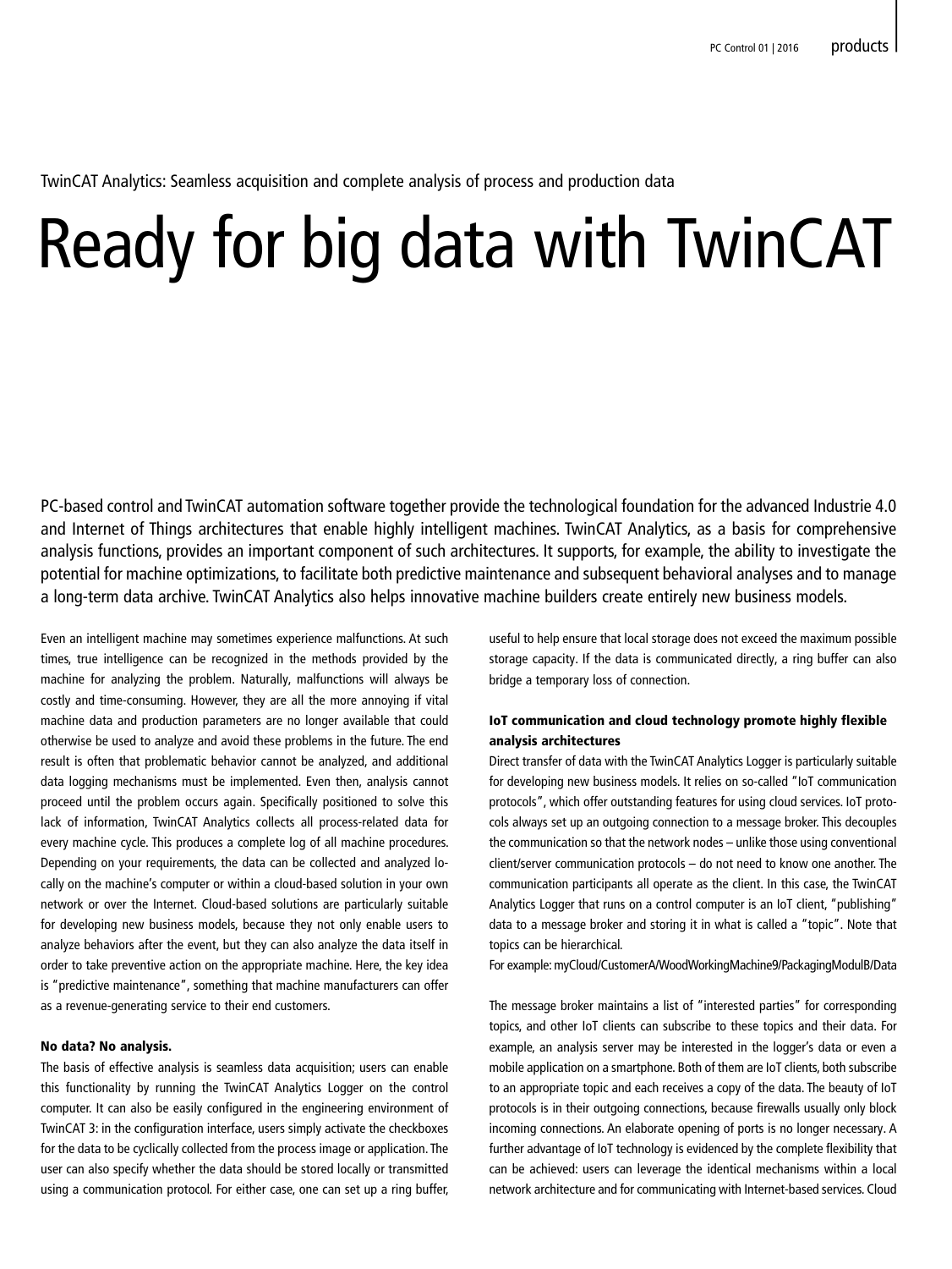TwinCAT Analytics: Seamless acquisition and complete analysis of process and production data

# Ready for big data with TwinCAT

PC-based control and TwinCAT automation software together provide the technological foundation for the advanced Industrie 4.0 and Internet of Things architectures that enable highly intelligent machines. TwinCAT Analytics, as a basis for comprehensive analysis functions, provides an important component of such architectures. It supports, for example, the ability to investigate the potential for machine optimizations, to facilitate both predictive maintenance and subsequent behavioral analyses and to manage a long-term data archive. TwinCAT Analytics also helps innovative machine builders create entirely new business models.

Even an intelligent machine may sometimes experience malfunctions. At such times, true intelligence can be recognized in the methods provided by the machine for analyzing the problem. Naturally, malfunctions will always be costly and time-consuming. However, they are all the more annoying if vital machine data and production parameters are no longer available that could otherwise be used to analyze and avoid these problems in the future. The end result is often that problematic behavior cannot be analyzed, and additional data logging mechanisms must be implemented. Even then, analysis cannot proceed until the problem occurs again. Specifically positioned to solve this lack of information, TwinCAT Analytics collects all process-related data for every machine cycle. This produces a complete log of all machine procedures. Depending on your requirements, the data can be collected and analyzed locally on the machine's computer or within a cloud-based solution in your own network or over the Internet. Cloud-based solutions are particularly suitable for developing new business models, because they not only enable users to analyze behaviors after the event, but they can also analyze the data itself in order to take preventive action on the appropriate machine. Here, the key idea is "predictive maintenance", something that machine manufacturers can offer as a revenue-generating service to their end customers.

### No data? No analysis.

The basis of effective analysis is seamless data acquisition; users can enable this functionality by running the TwinCAT Analytics Logger on the control computer. It can also be easily configured in the engineering environment of TwinCAT 3: in the configuration interface, users simply activate the checkboxes for the data to be cyclically collected from the process image or application. The user can also specify whether the data should be stored locally or transmitted using a communication protocol. For either case, one can set up a ring buffer, useful to help ensure that local storage does not exceed the maximum possible storage capacity. If the data is communicated directly, a ring buffer can also bridge a temporary loss of connection.

### IoT communication and cloud technology promote highly flexible analysis architectures

Direct transfer of data with the TwinCAT Analytics Logger is particularly suitable for developing new business models. It relies on so-called "IoT communication protocols", which offer outstanding features for using cloud services. IoT protocols always set up an outgoing connection to a message broker. This decouples the communication so that the network nodes – unlike those using conventional client/server communication protocols – do not need to know one another. The communication participants all operate as the client. In this case, the TwinCAT Analytics Logger that runs on a control computer is an IoT client, "publishing" data to a message broker and storing it in what is called a "topic". Note that topics can be hierarchical.
For example: myCloud/CustomerA/WoodWorkingMachine9/PackagingModulB/Data

The message broker maintains a list of "interested parties" for corresponding topics, and other IoT clients can subscribe to these topics and their data. For example, an analysis server may be interested in the logger's data or even a mobile application on a smartphone. Both of them are IoT clients, both subscribe to an appropriate topic and each receives a copy of the data. The beauty of IoT protocols is in their outgoing connections, because firewalls usually only block incoming connections. An elaborate opening of ports is no longer necessary. A further advantage of IoT technology is evidenced by the complete flexibility that can be achieved: users can leverage the identical mechanisms within a local network architecture and for communicating with Internet-based services. Cloud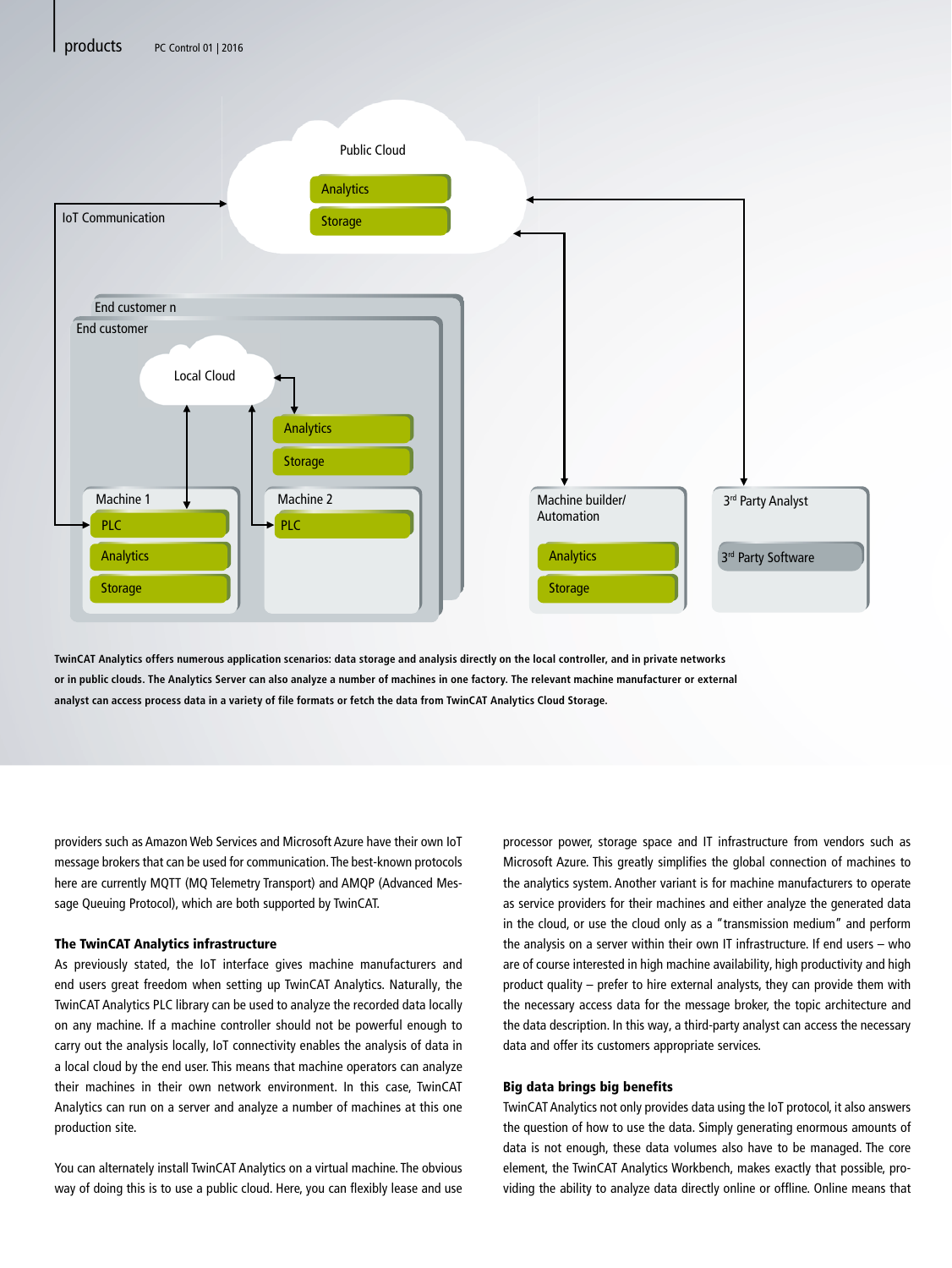TwinCAT Analytics offers numerous application scenarios: data storage and analysis directly on the local controller, and in private networks or in public clouds. The Analytics Server can also analyze a number of machines in one factory. The relevant machine manufacturer or external analyst can access process data in a variety of file formats or fetch the data from TwinCAT Analytics Cloud Storage.

providers such as Amazon Web Services and Microsoft Azure have their own IoT message brokers that can be used for communication. The best-known protocols here are currently MQTT (MQ Telemetry Transport) and AMQP (Advanced Message Queuing Protocol), which are both supported by TwinCAT.

### The TwinCAT Analytics infrastructure

As previously stated, the IoT interface gives machine manufacturers and end users great freedom when setting up TwinCAT Analytics. Naturally, the TwinCAT Analytics PLC library can be used to analyze the recorded data locally on any machine. If a machine controller should not be powerful enough to carry out the analysis locally, IoT connectivity enables the analysis of data in a local cloud by the end user. This means that machine operators can analyze their machines in their own network environment. In this case, TwinCAT Analytics can run on a server and analyze a number of machines at this one production site.

You can alternately install TwinCAT Analytics on a virtual machine. The obvious way of doing this is to use a public cloud. Here, you can flexibly lease and use processor power, storage space and IT infrastructure from vendors such as Microsoft Azure. This greatly simplifies the global connection of machines to the analytics system. Another variant is for machine manufacturers to operate as service providers for their machines and either analyze the generated data in the cloud, or use the cloud only as a "transmission medium" and perform the analysis on a server within their own IT infrastructure. If end users – who are of course interested in high machine availability, high productivity and high product quality – prefer to hire external analysts, they can provide them with the necessary access data for the message broker, the topic architecture and the data description. In this way, a third-party analyst can access the necessary data and offer its customers appropriate services.

### Big data brings big benefits

TwinCAT Analytics not only provides data using the IoT protocol, it also answers the question of how to use the data. Simply generating enormous amounts of data is not enough, these data volumes also have to be managed. The core element, the TwinCAT Analytics Workbench, makes exactly that possible, providing the ability to analyze data directly online or offline. Online means that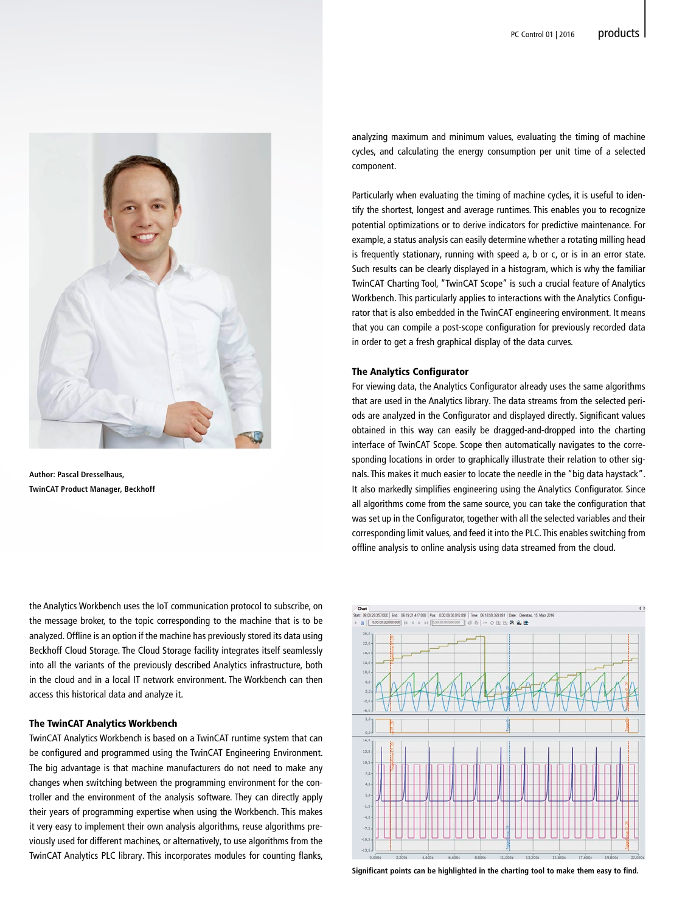Author: Pascal Dresselhaus,
TwinCAT Product Manager, Beckhoff

the Analytics Workbench uses the IoT communication protocol to subscribe, on the message broker, to the topic corresponding to the machine that is to be analyzed. Offline is an option if the machine has previously stored its data using Beckhoff Cloud Storage. The Cloud Storage facility integrates itself seamlessly into all the variants of the previously described Analytics infrastructure, both in the cloud and in a local IT network environment. The Workbench can then access this historical data and analyze it.

### The TwinCAT Analytics Workbench

TwinCAT Analytics Workbench is based on a TwinCAT runtime system that can be configured and programmed using the TwinCAT Engineering Environment. The big advantage is that machine manufacturers do not need to make any changes when switching between the programming environment for the controller and the environment of the analysis software. They can directly apply their years of programming expertise when using the Workbench. This makes it very easy to implement their own analysis algorithms, reuse algorithms previously used for different machines, or alternatively, to use algorithms from the TwinCAT Analytics PLC library. This incorporates modules for counting flanks, analyzing maximum and minimum values, evaluating the timing of machine cycles, and calculating the energy consumption per unit time of a selected component.

Particularly when evaluating the timing of machine cycles, it is useful to identify the shortest, longest and average runtimes. This enables you to recognize potential optimizations or to derive indicators for predictive maintenance. For example, a status analysis can easily determine whether a rotating milling head is frequently stationary, running with speed a, b or c, or is in an error state. Such results can be clearly displayed in a histogram, which is why the familiar TwinCAT Charting Tool, "TwinCAT Scope" is such a crucial feature of Analytics Workbench. This particularly applies to interactions with the Analytics Configurator that is also embedded in the TwinCAT engineering environment. It means that you can compile a post-scope configuration for previously recorded data in order to get a fresh graphical display of the data curves.

### The Analytics Configurator

For viewing data, the Analytics Configurator already uses the same algorithms that are used in the Analytics library. The data streams from the selected periods are analyzed in the Configurator and displayed directly. Significant values obtained in this way can easily be dragged-and-dropped into the charting interface of TwinCAT Scope. Scope then automatically navigates to the corresponding locations in order to graphically illustrate their relation to other signals. This makes it much easier to locate the needle in the "big data haystack". It also markedly simplifies engineering using the Analytics Configurator. Since all algorithms come from the same source, you can take the configuration that was set up in the Configurator, together with all the selected variables and their corresponding limit values, and feed it into the PLC. This enables switching from offline analysis to online analysis using data streamed from the cloud.

Significant points can be highlighted in the charting tool to make them easy to find.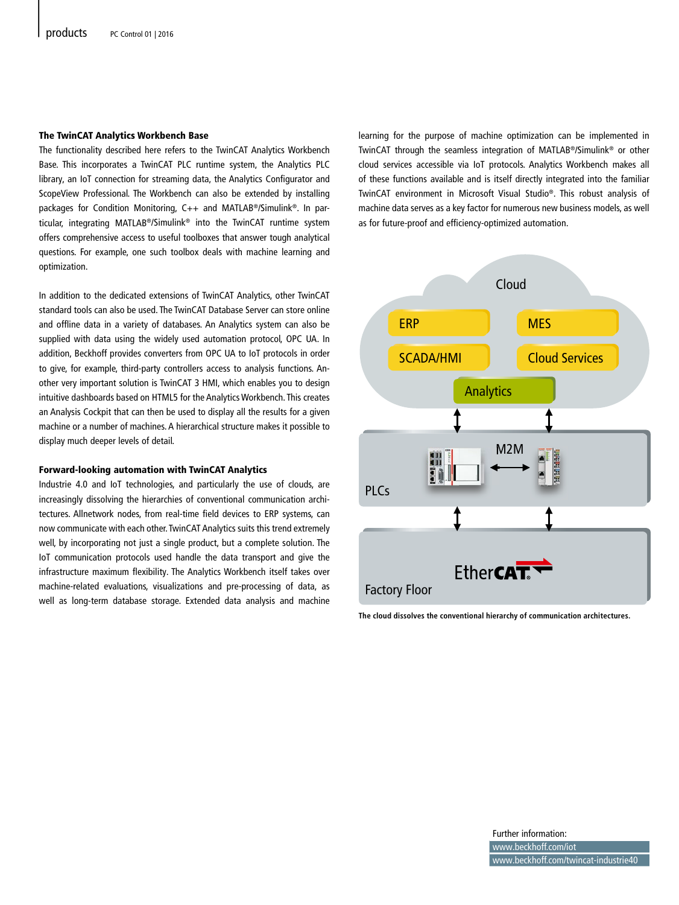### The TwinCAT Analytics Workbench Base

The functionality described here refers to the TwinCAT Analytics Workbench Base. This incorporates a TwinCAT PLC runtime system, the Analytics PLC library, an IoT connection for streaming data, the Analytics Configurator and ScopeView Professional. The Workbench can also be extended by installing packages for Condition Monitoring, C++ and MATLAB®/Simulink®. In particular, integrating MATLAB®/Simulink® into the TwinCAT runtime system offers comprehensive access to useful toolboxes that answer tough analytical questions. For example, one such toolbox deals with machine learning and optimization.

In addition to the dedicated extensions of TwinCAT Analytics, other TwinCAT standard tools can also be used. The TwinCAT Database Server can store online and offline data in a variety of databases. An Analytics system can also be supplied with data using the widely used automation protocol, OPC UA. In addition, Beckhoff provides converters from OPC UA to IoT protocols in order to give, for example, third-party controllers access to analysis functions. Another very important solution is TwinCAT 3 HMI, which enables you to design intuitive dashboards based on HTML5 for the Analytics Workbench. This creates an Analysis Cockpit that can then be used to display all the results for a given machine or a number of machines. A hierarchical structure makes it possible to display much deeper levels of detail.

### Forward-looking automation with TwinCAT Analytics

Industrie 4.0 and IoT technologies, and particularly the use of clouds, are increasingly dissolving the hierarchies of conventional communication architectures. Allnetwork nodes, from real-time field devices to ERP systems, can now communicate with each other. TwinCAT Analytics suits this trend extremely well, by incorporating not just a single product, but a complete solution. The IoT communication protocols used handle the data transport and give the infrastructure maximum flexibility. The Analytics Workbench itself takes over machine-related evaluations, visualizations and pre-processing of data, as well as long-term database storage. Extended data analysis and machine learning for the purpose of machine optimization can be implemented in TwinCAT through the seamless integration of MATLAB®/Simulink® or other cloud services accessible via IoT protocols. Analytics Workbench makes all of these functions available and is itself directly integrated into the familiar TwinCAT environment in Microsoft Visual Studio®. This robust analysis of machine data serves as a key factor for numerous new business models, as well as for future-proof and efficiency-optimized automation.

Cloud
ERP
MES
SCADA/HMI
Cloud Services
Analytics
M2M
PLCs
EtherCAT
Factory Floor

The cloud dissolves the conventional hierarchy of communication architectures.

Further information:
www.beckhoff.com/iot
www.beckhoff.com/twincat-industrie40